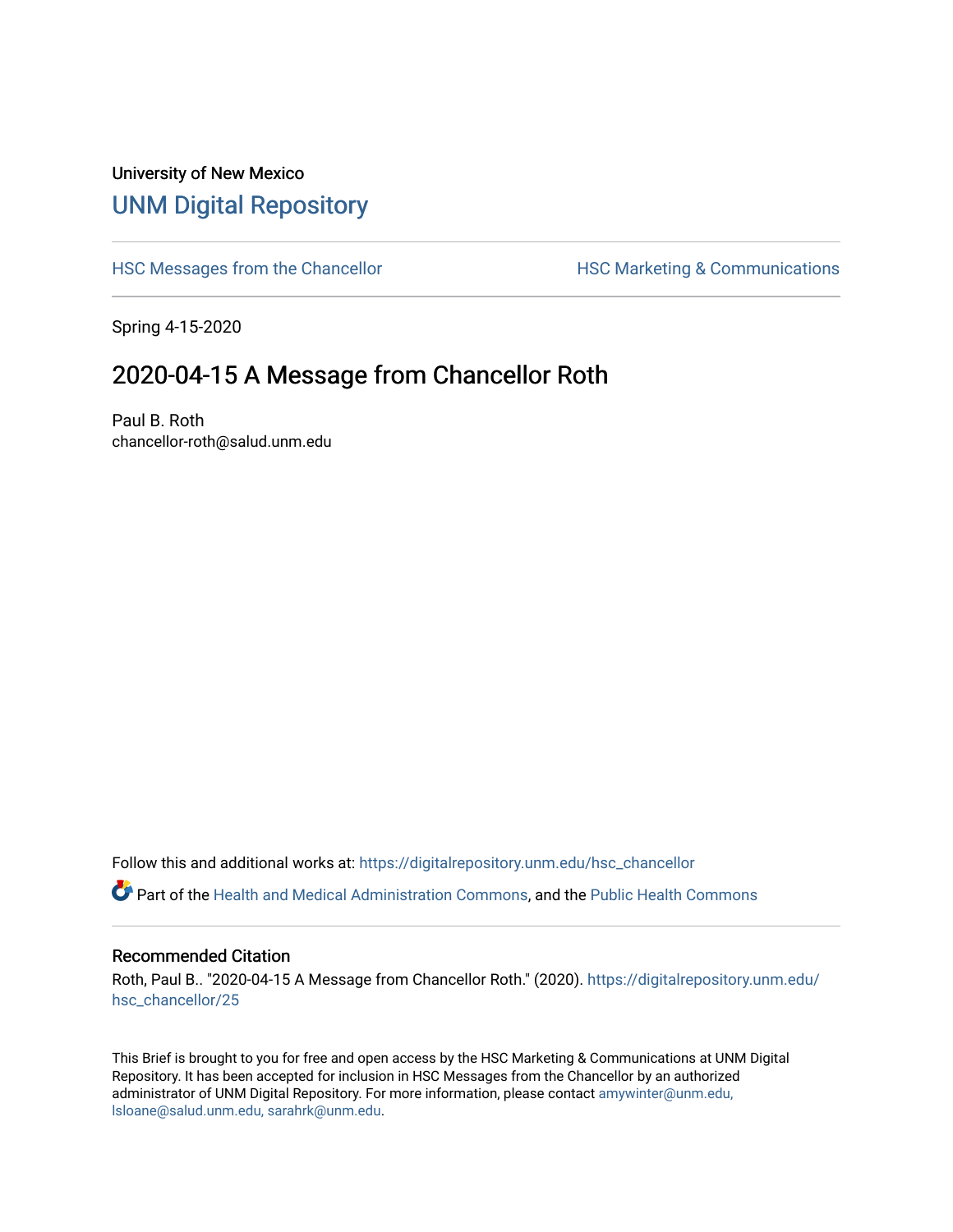University of New Mexico

# UNM Digital Repository

HSC Messages from the Chancellor

HSC Marketing & Communications

Spring 4-15-2020

## 2020-04-15 A Message from Chancellor Roth

Paul B. Roth
chancellor-roth@salud.unm.edu

Follow this and additional works at: https://digitalrepository.unm.edu/hsc_chancellor

Part of the Health and Medical Administration Commons, and the Public Health Commons

### Recommended Citation

Roth, Paul B.. "2020-04-15 A Message from Chancellor Roth." (2020). https://digitalrepository.unm.edu/hsc_chancellor/25

This Brief is brought to you for free and open access by the HSC Marketing & Communications at UNM Digital Repository. It has been accepted for inclusion in HSC Messages from the Chancellor by an authorized administrator of UNM Digital Repository. For more information, please contact amywinter@unm.edu, lsloane@salud.unm.edu, sarahrk@unm.edu.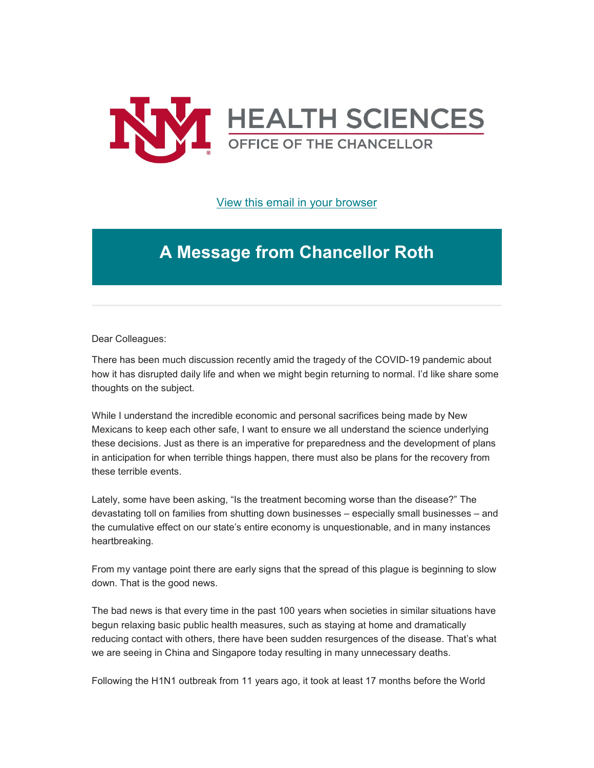UNM HEALTH SCIENCES
OFFICE OF THE CHANCELLOR

View this email in your browser

# A Message from Chancellor Roth

Dear Colleagues:

There has been much discussion recently amid the tragedy of the COVID-19 pandemic about how it has disrupted daily life and when we might begin returning to normal. I'd like share some thoughts on the subject.

While I understand the incredible economic and personal sacrifices being made by New Mexicans to keep each other safe, I want to ensure we all understand the science underlying these decisions. Just as there is an imperative for preparedness and the development of plans in anticipation for when terrible things happen, there must also be plans for the recovery from these terrible events.

Lately, some have been asking, "Is the treatment becoming worse than the disease?" The devastating toll on families from shutting down businesses – especially small businesses – and the cumulative effect on our state's entire economy is unquestionable, and in many instances heartbreaking.

From my vantage point there are early signs that the spread of this plague is beginning to slow down. That is the good news.

The bad news is that every time in the past 100 years when societies in similar situations have begun relaxing basic public health measures, such as staying at home and dramatically reducing contact with others, there have been sudden resurgences of the disease. That's what we are seeing in China and Singapore today resulting in many unnecessary deaths.

Following the H1N1 outbreak from 11 years ago, it took at least 17 months before the World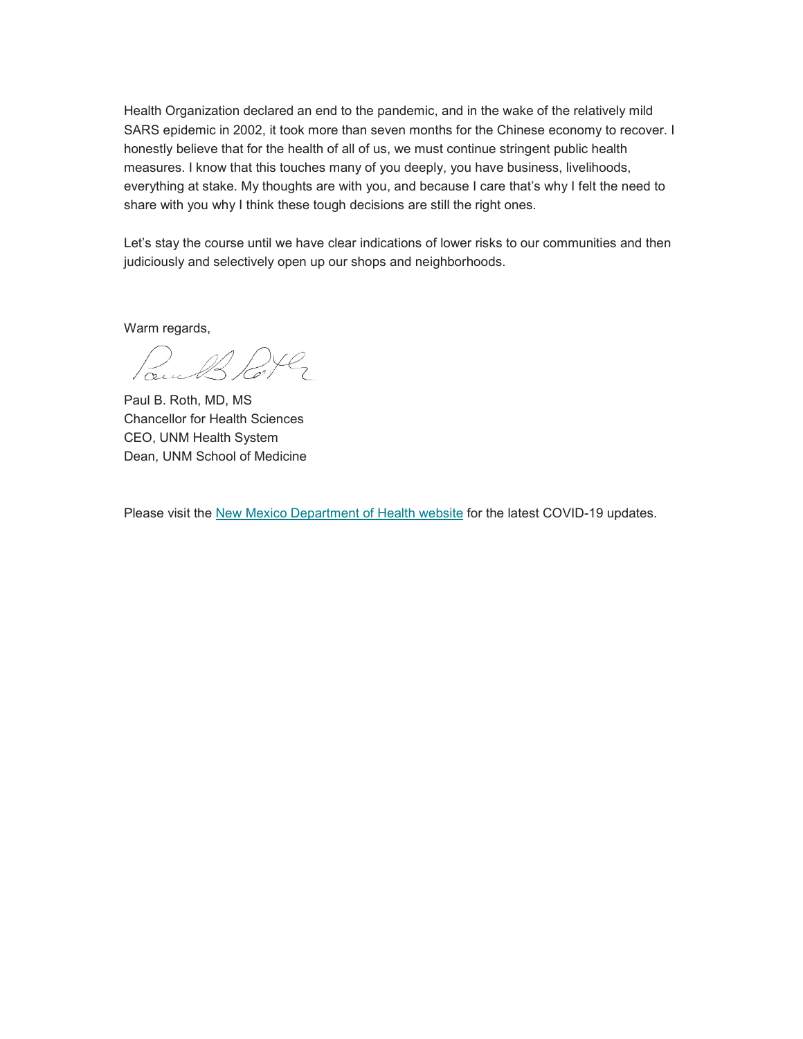Health Organization declared an end to the pandemic, and in the wake of the relatively mild SARS epidemic in 2002, it took more than seven months for the Chinese economy to recover. I honestly believe that for the health of all of us, we must continue stringent public health measures. I know that this touches many of you deeply, you have business, livelihoods, everything at stake. My thoughts are with you, and because I care that's why I felt the need to share with you why I think these tough decisions are still the right ones.

Let's stay the course until we have clear indications of lower risks to our communities and then judiciously and selectively open up our shops and neighborhoods.

Warm regards,

Paul B. Roth, MD, MS
Chancellor for Health Sciences
CEO, UNM Health System
Dean, UNM School of Medicine

Please visit the [New Mexico Department of Health website] for the latest COVID-19 updates.